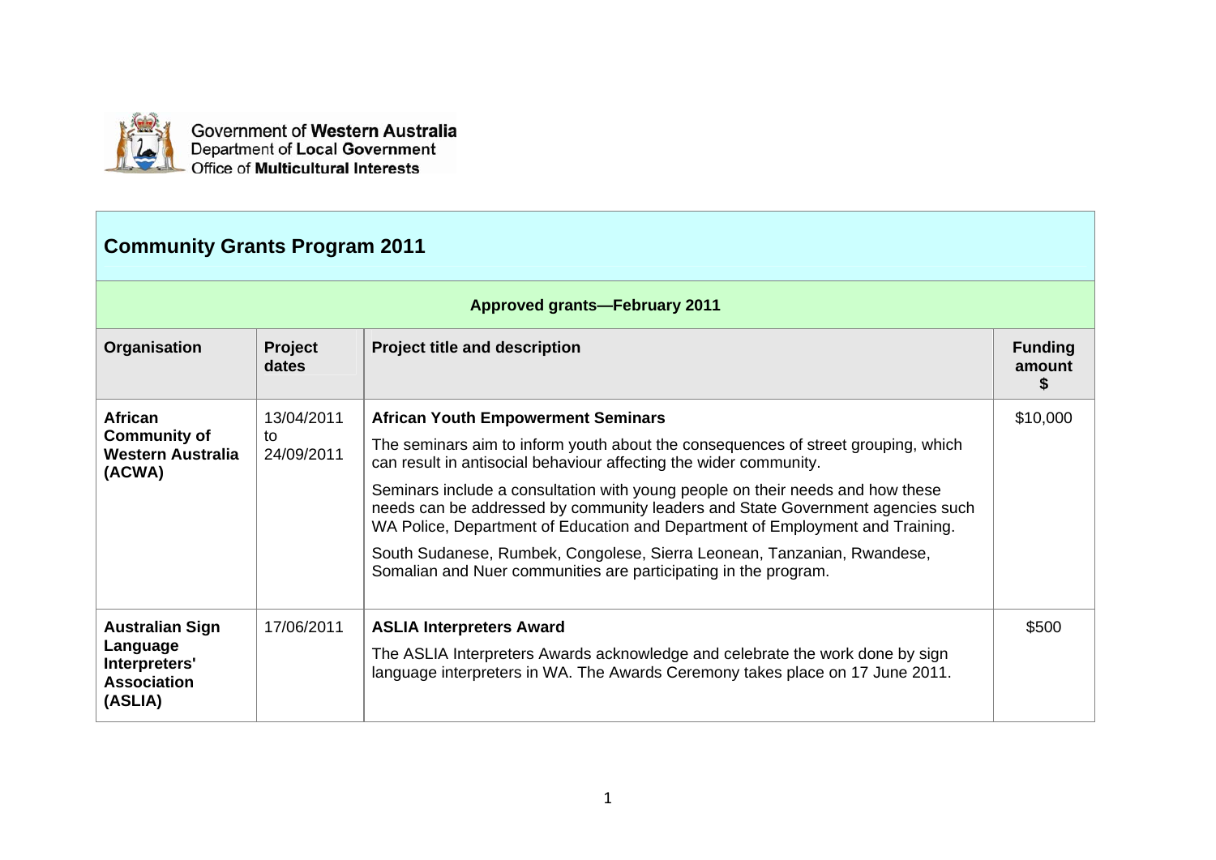Government of Western Australia
Department of Local Government
Office of Multicultural Interests

# Community Grants Program 2011

## Approved grants—February 2011

| Organisation | Project dates | Project title and description | Funding amount $ |
| --- | --- | --- | --- |
| **African Community of Western Australia (ACWA)** | 13/04/2011 to 24/09/2011 | **African Youth Empowerment Seminars**<br><br>The seminars aim to inform youth about the consequences of street grouping, which can result in antisocial behaviour affecting the wider community.<br><br>Seminars include a consultation with young people on their needs and how these needs can be addressed by community leaders and State Government agencies such WA Police, Department of Education and Department of Employment and Training.<br><br>South Sudanese, Rumbek, Congolese, Sierra Leonean, Tanzanian, Rwandese, Somalian and Nuer communities are participating in the program. | $10,000 |
| **Australian Sign Language Interpreters' Association (ASLIA)** | 17/06/2011 | **ASLIA Interpreters Award**<br><br>The ASLIA Interpreters Awards acknowledge and celebrate the work done by sign language interpreters in WA. The Awards Ceremony takes place on 17 June 2011. | $500 |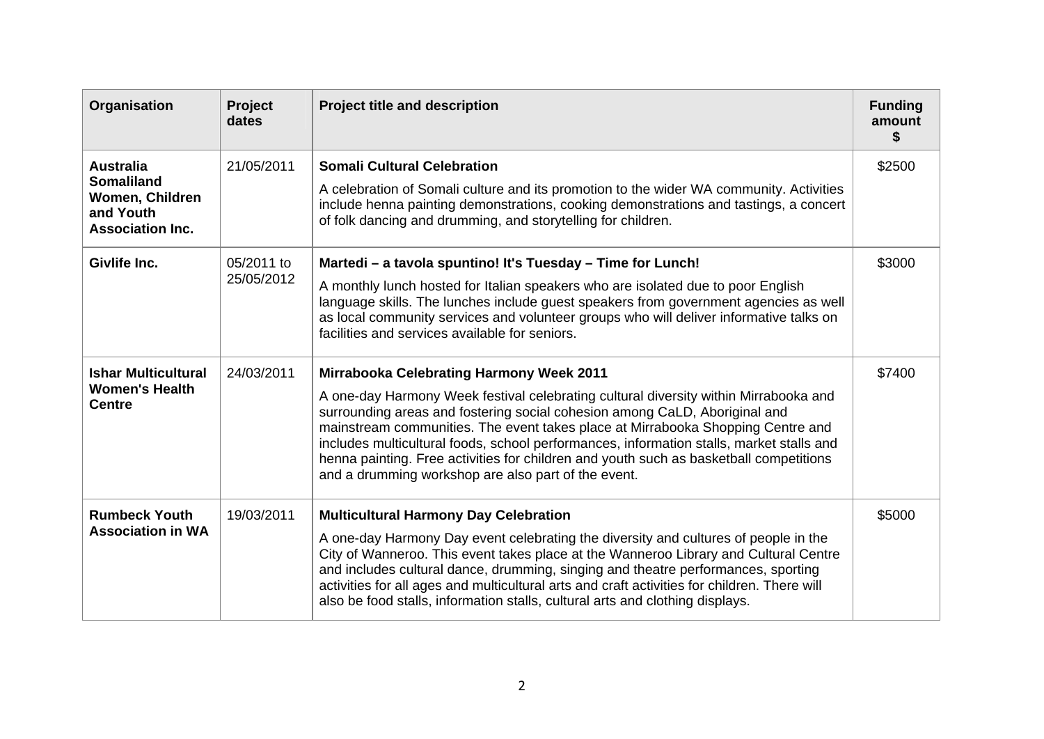| Organisation | Project dates | Project title and description | Funding amount $ |
|---|---|---|---|
| **Australia Somaliland Women, Children and Youth Association Inc.** | 21/05/2011 | **Somali Cultural Celebration**<br>A celebration of Somali culture and its promotion to the wider WA community. Activities include henna painting demonstrations, cooking demonstrations and tastings, a concert of folk dancing and drumming, and storytelling for children. | $2500 |
| **Givlife Inc.** | 05/2011 to 25/05/2012 | **Martedi – a tavola spuntino! It's Tuesday – Time for Lunch!**<br>A monthly lunch hosted for Italian speakers who are isolated due to poor English language skills. The lunches include guest speakers from government agencies as well as local community services and volunteer groups who will deliver informative talks on facilities and services available for seniors. | $3000 |
| **Ishar Multicultural Women's Health Centre** | 24/03/2011 | **Mirrabooka Celebrating Harmony Week 2011**<br>A one-day Harmony Week festival celebrating cultural diversity within Mirrabooka and surrounding areas and fostering social cohesion among CaLD, Aboriginal and mainstream communities. The event takes place at Mirrabooka Shopping Centre and includes multicultural foods, school performances, information stalls, market stalls and henna painting. Free activities for children and youth such as basketball competitions and a drumming workshop are also part of the event. | $7400 |
| **Rumbeck Youth Association in WA** | 19/03/2011 | **Multicultural Harmony Day Celebration**<br>A one-day Harmony Day event celebrating the diversity and cultures of people in the City of Wanneroo. This event takes place at the Wanneroo Library and Cultural Centre and includes cultural dance, drumming, singing and theatre performances, sporting activities for all ages and multicultural arts and craft activities for children. There will also be food stalls, information stalls, cultural arts and clothing displays. | $5000 |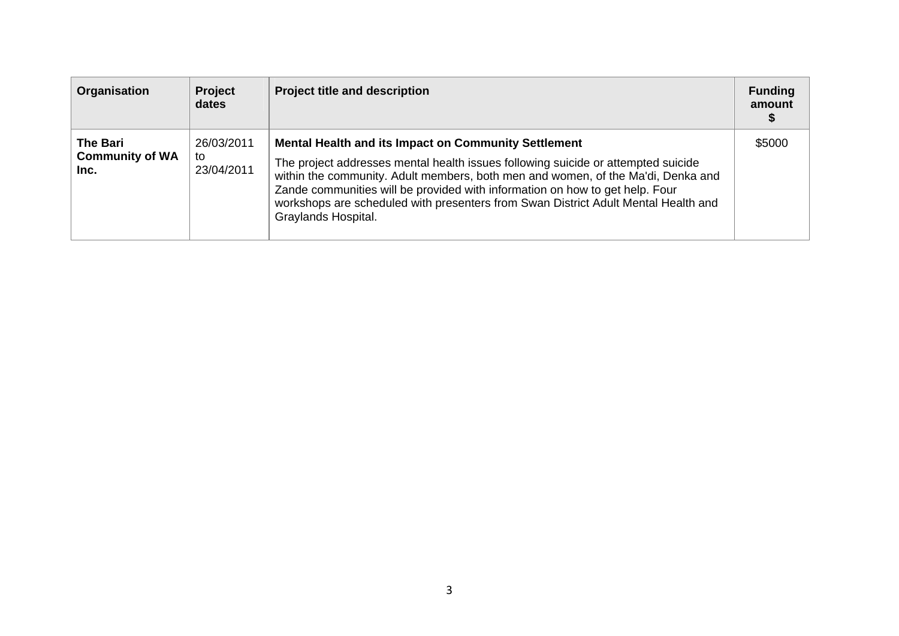| Organisation | Project dates | Project title and description | Funding amount $ |
|---|---|---|---|
| **The Bari Community of WA Inc.** | 26/03/2011 to 23/04/2011 | **Mental Health and its Impact on Community Settlement**<br>The project addresses mental health issues following suicide or attempted suicide within the community. Adult members, both men and women, of the Ma'di, Denka and Zande communities will be provided with information on how to get help. Four workshops are scheduled with presenters from Swan District Adult Mental Health and Graylands Hospital. | $5000 |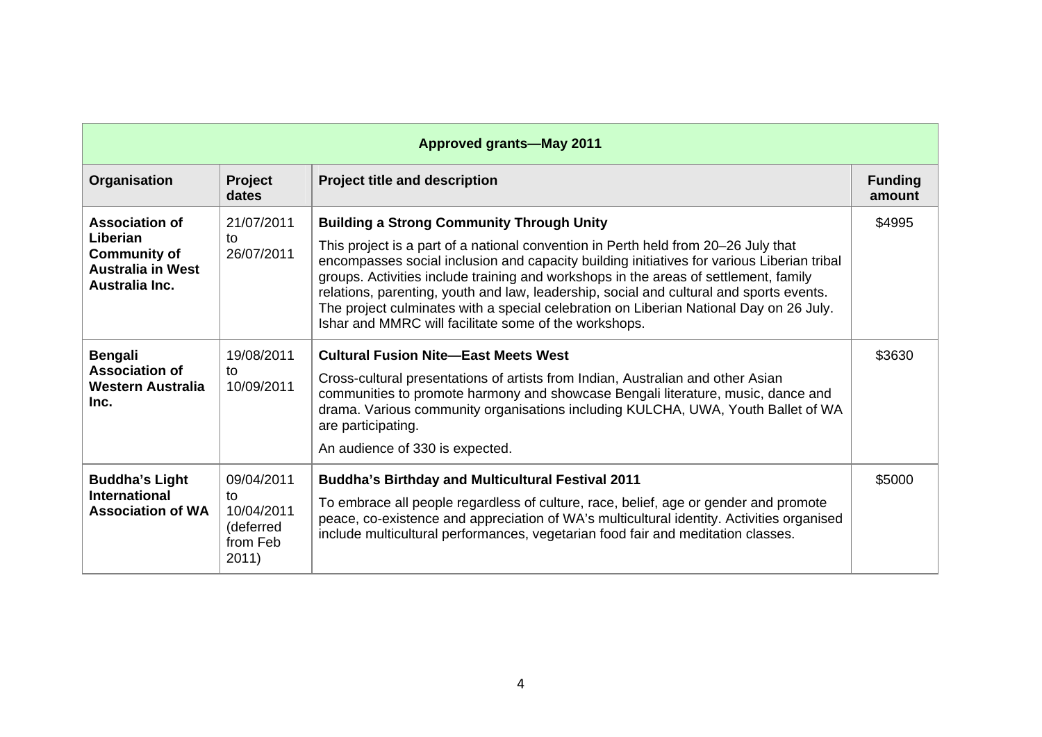| Approved grants—May 2011 | | | |
|---|---|---|---|
| **Organisation** | **Project dates** | **Project title and description** | **Funding amount** |
| **Association of Liberian Community of Australia in West Australia Inc.** | 21/07/2011 to 26/07/2011 | **Building a Strong Community Through Unity**<br>This project is a part of a national convention in Perth held from 20–26 July that encompasses social inclusion and capacity building initiatives for various Liberian tribal groups. Activities include training and workshops in the areas of settlement, family relations, parenting, youth and law, leadership, social and cultural and sports events. The project culminates with a special celebration on Liberian National Day on 26 July. Ishar and MMRC will facilitate some of the workshops. | $4995 |
| **Bengali Association of Western Australia Inc.** | 19/08/2011 to 10/09/2011 | **Cultural Fusion Nite—East Meets West**<br>Cross-cultural presentations of artists from Indian, Australian and other Asian communities to promote harmony and showcase Bengali literature, music, dance and drama. Various community organisations including KULCHA, UWA, Youth Ballet of WA are participating.<br>An audience of 330 is expected. | $3630 |
| **Buddha's Light International Association of WA** | 09/04/2011 to 10/04/2011 (deferred from Feb 2011) | **Buddha's Birthday and Multicultural Festival 2011**<br>To embrace all people regardless of culture, race, belief, age or gender and promote peace, co-existence and appreciation of WA's multicultural identity. Activities organised include multicultural performances, vegetarian food fair and meditation classes. | $5000 |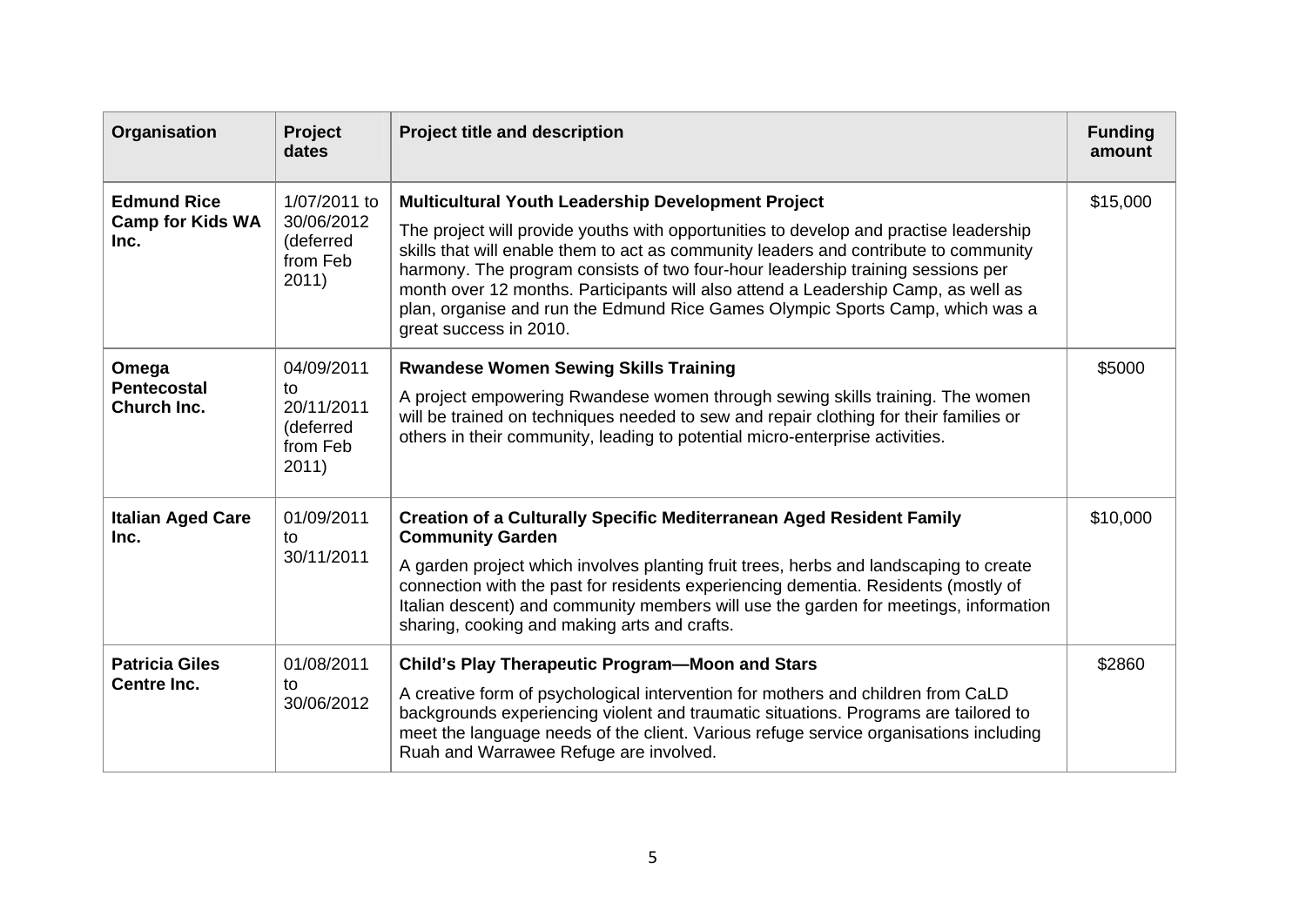| Organisation | Project dates | Project title and description | Funding amount |
|---|---|---|---|
| **Edmund Rice Camp for Kids WA Inc.** | 1/07/2011 to 30/06/2012 (deferred from Feb 2011) | **Multicultural Youth Leadership Development Project**<br>The project will provide youths with opportunities to develop and practise leadership skills that will enable them to act as community leaders and contribute to community harmony. The program consists of two four-hour leadership training sessions per month over 12 months. Participants will also attend a Leadership Camp, as well as plan, organise and run the Edmund Rice Games Olympic Sports Camp, which was a great success in 2010. | $15,000 |
| **Omega Pentecostal Church Inc.** | 04/09/2011 to 20/11/2011 (deferred from Feb 2011) | **Rwandese Women Sewing Skills Training**<br>A project empowering Rwandese women through sewing skills training. The women will be trained on techniques needed to sew and repair clothing for their families or others in their community, leading to potential micro-enterprise activities. | $5000 |
| **Italian Aged Care Inc.** | 01/09/2011 to 30/11/2011 | **Creation of a Culturally Specific Mediterranean Aged Resident Family Community Garden**<br>A garden project which involves planting fruit trees, herbs and landscaping to create connection with the past for residents experiencing dementia. Residents (mostly of Italian descent) and community members will use the garden for meetings, information sharing, cooking and making arts and crafts. | $10,000 |
| **Patricia Giles Centre Inc.** | 01/08/2011 to 30/06/2012 | **Child's Play Therapeutic Program—Moon and Stars**<br>A creative form of psychological intervention for mothers and children from CaLD backgrounds experiencing violent and traumatic situations. Programs are tailored to meet the language needs of the client. Various refuge service organisations including Ruah and Warrawee Refuge are involved. | $2860 |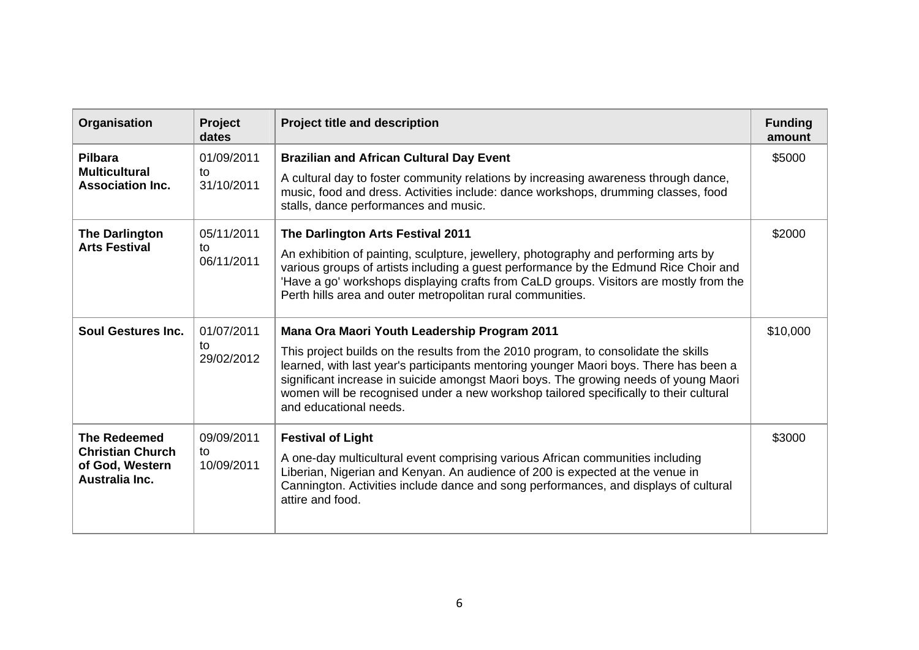| Organisation | Project dates | Project title and description | Funding amount |
|---|---|---|---|
| **Pilbara Multicultural Association Inc.** | 01/09/2011 to 31/10/2011 | **Brazilian and African Cultural Day Event** A cultural day to foster community relations by increasing awareness through dance, music, food and dress. Activities include: dance workshops, drumming classes, food stalls, dance performances and music. | $5000 |
| **The Darlington Arts Festival** | 05/11/2011 to 06/11/2011 | **The Darlington Arts Festival 2011** An exhibition of painting, sculpture, jewellery, photography and performing arts by various groups of artists including a guest performance by the Edmund Rice Choir and 'Have a go' workshops displaying crafts from CaLD groups. Visitors are mostly from the Perth hills area and outer metropolitan rural communities. | $2000 |
| **Soul Gestures Inc.** | 01/07/2011 to 29/02/2012 | **Mana Ora Maori Youth Leadership Program 2011** This project builds on the results from the 2010 program, to consolidate the skills learned, with last year's participants mentoring younger Maori boys. There has been a significant increase in suicide amongst Maori boys. The growing needs of young Maori women will be recognised under a new workshop tailored specifically to their cultural and educational needs. | $10,000 |
| **The Redeemed Christian Church of God, Western Australia Inc.** | 09/09/2011 to 10/09/2011 | **Festival of Light** A one-day multicultural event comprising various African communities including Liberian, Nigerian and Kenyan. An audience of 200 is expected at the venue in Cannington. Activities include dance and song performances, and displays of cultural attire and food. | $3000 |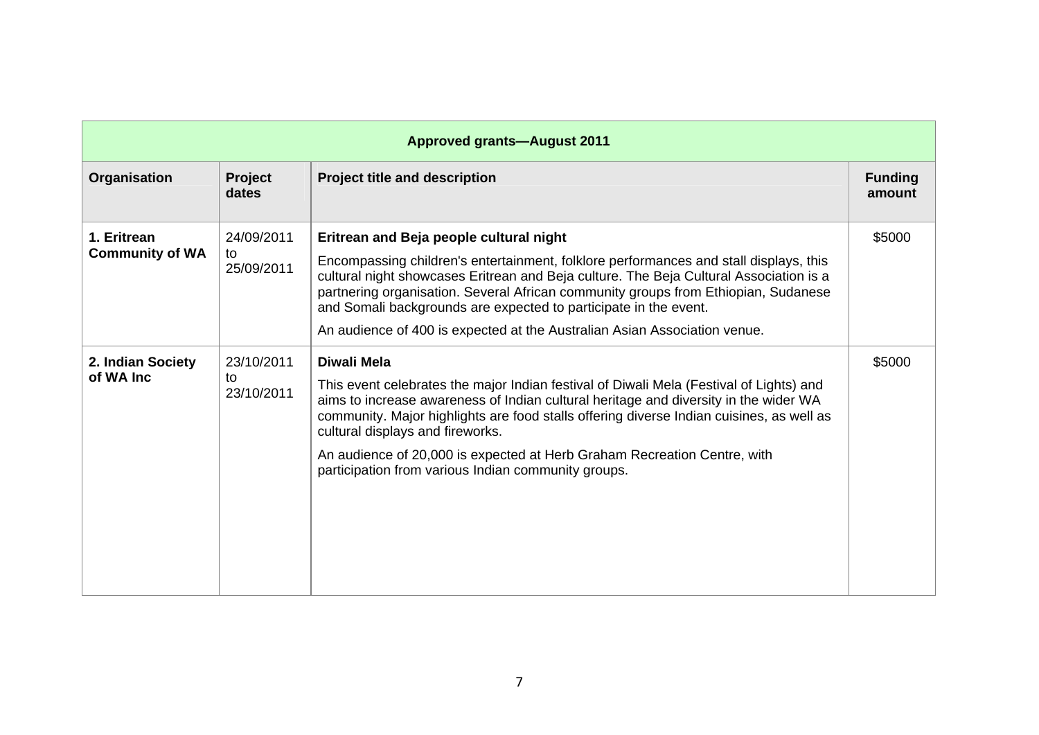| Approved grants—August 2011 | | | |
|---|---|---|---|
| **Organisation** | **Project dates** | **Project title and description** | **Funding amount** |
| **1. Eritrean Community of WA** | 24/09/2011 to 25/09/2011 | **Eritrean and Beja people cultural night**<br><br>Encompassing children's entertainment, folklore performances and stall displays, this cultural night showcases Eritrean and Beja culture. The Beja Cultural Association is a partnering organisation. Several African community groups from Ethiopian, Sudanese and Somali backgrounds are expected to participate in the event.<br><br>An audience of 400 is expected at the Australian Asian Association venue. | $5000 |
| **2. Indian Society of WA Inc** | 23/10/2011 to 23/10/2011 | **Diwali Mela**<br><br>This event celebrates the major Indian festival of Diwali Mela (Festival of Lights) and aims to increase awareness of Indian cultural heritage and diversity in the wider WA community. Major highlights are food stalls offering diverse Indian cuisines, as well as cultural displays and fireworks.<br><br>An audience of 20,000 is expected at Herb Graham Recreation Centre, with participation from various Indian community groups. | $5000 |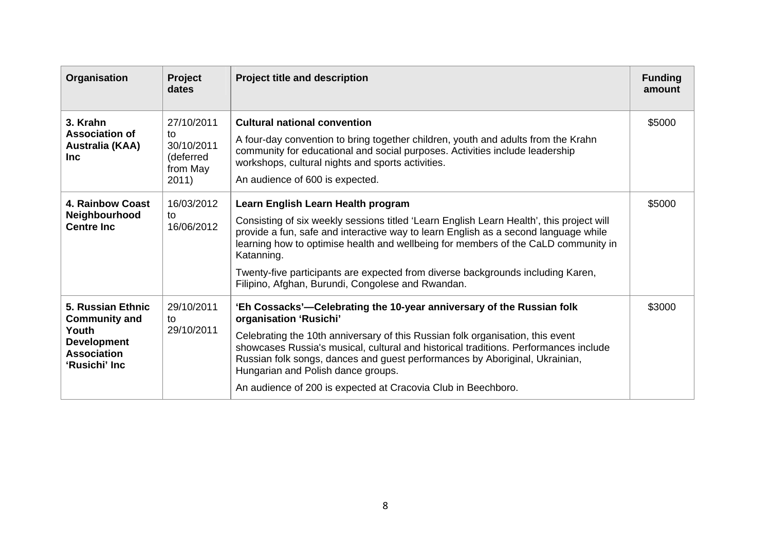| Organisation | Project dates | Project title and description | Funding amount |
|---|---|---|---|
| **3. Krahn Association of Australia (KAA) Inc** | 27/10/2011 to 30/10/2011 (deferred from May 2011) | **Cultural national convention**<br><br>A four-day convention to bring together children, youth and adults from the Krahn community for educational and social purposes. Activities include leadership workshops, cultural nights and sports activities.<br><br>An audience of 600 is expected. | $5000 |
| **4. Rainbow Coast Neighbourhood Centre Inc** | 16/03/2012 to 16/06/2012 | **Learn English Learn Health program**<br><br>Consisting of six weekly sessions titled 'Learn English Learn Health', this project will provide a fun, safe and interactive way to learn English as a second language while learning how to optimise health and wellbeing for members of the CaLD community in Katanning.<br><br>Twenty-five participants are expected from diverse backgrounds including Karen, Filipino, Afghan, Burundi, Congolese and Rwandan. | $5000 |
| **5. Russian Ethnic Community and Youth Development Association 'Rusichi' Inc** | 29/10/2011 to 29/10/2011 | **'Eh Cossacks'—Celebrating the 10-year anniversary of the Russian folk organisation 'Rusichi'**<br><br>Celebrating the 10th anniversary of this Russian folk organisation, this event showcases Russia's musical, cultural and historical traditions. Performances include Russian folk songs, dances and guest performances by Aboriginal, Ukrainian, Hungarian and Polish dance groups.<br><br>An audience of 200 is expected at Cracovia Club in Beechboro. | $3000 |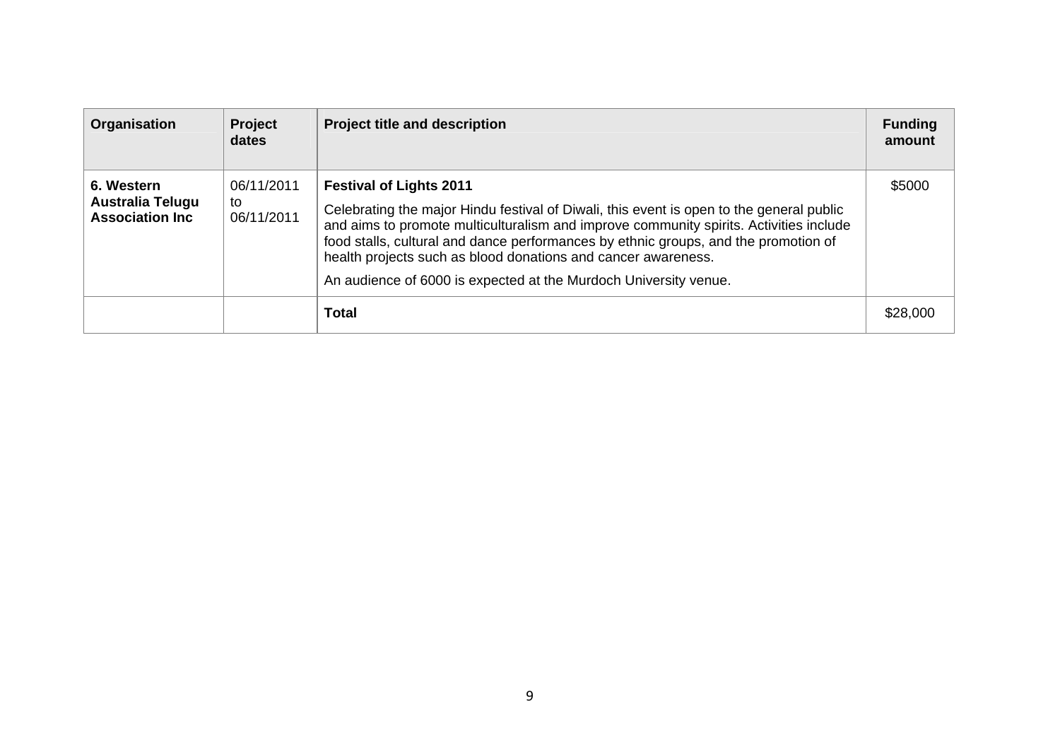| Organisation | Project dates | Project title and description | Funding amount |
|---|---|---|---|
| **6. Western Australia Telugu Association Inc** | 06/11/2011 to 06/11/2011 | **Festival of Lights 2011**<br>Celebrating the major Hindu festival of Diwali, this event is open to the general public and aims to promote multiculturalism and improve community spirits. Activities include food stalls, cultural and dance performances by ethnic groups, and the promotion of health projects such as blood donations and cancer awareness.<br>An audience of 6000 is expected at the Murdoch University venue. | $5000 |
| | | **Total** | $28,000 |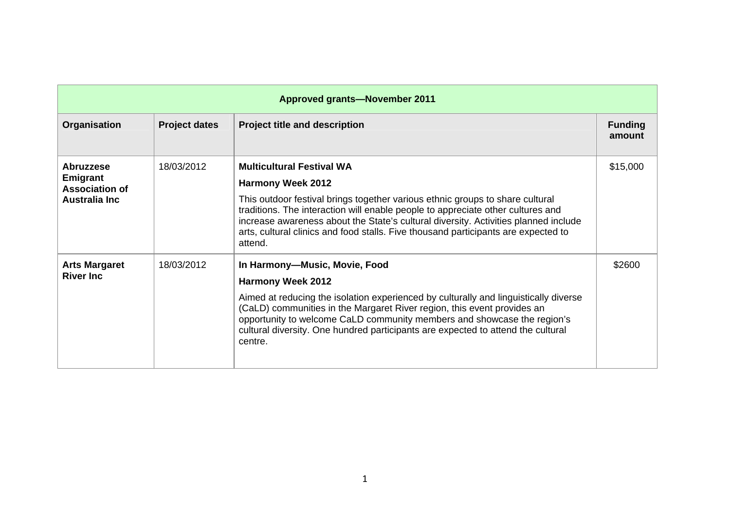| Approved grants—November 2011 | | | |
|---|---|---|---|
| **Organisation** | **Project dates** | **Project title and description** | **Funding amount** |
| **Abruzzese Emigrant Association of Australia Inc** | 18/03/2012 | **Multicultural Festival WA**<br>**Harmony Week 2012**<br>This outdoor festival brings together various ethnic groups to share cultural traditions. The interaction will enable people to appreciate other cultures and increase awareness about the State's cultural diversity. Activities planned include arts, cultural clinics and food stalls. Five thousand participants are expected to attend. | $15,000 |
| **Arts Margaret River Inc** | 18/03/2012 | **In Harmony—Music, Movie, Food**<br>**Harmony Week 2012**<br>Aimed at reducing the isolation experienced by culturally and linguistically diverse (CaLD) communities in the Margaret River region, this event provides an opportunity to welcome CaLD community members and showcase the region's cultural diversity. One hundred participants are expected to attend the cultural centre. | $2600 |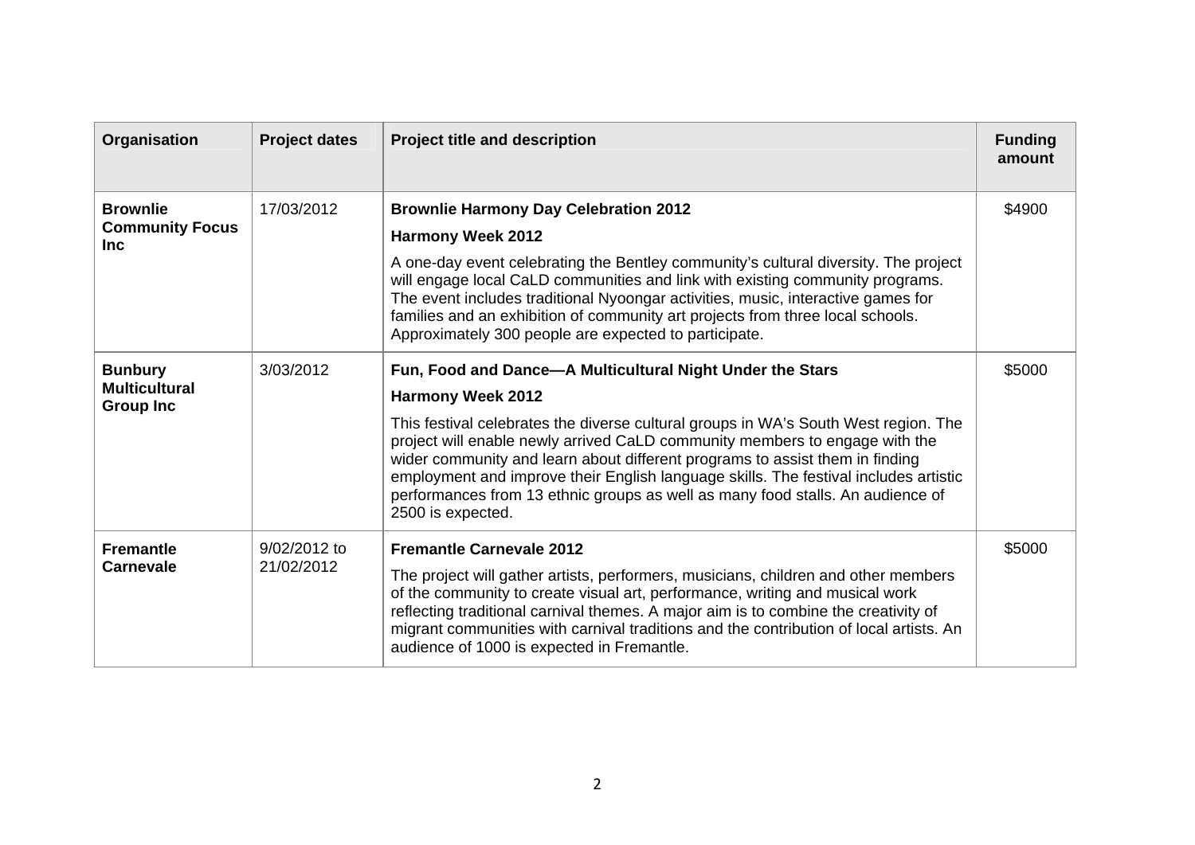| Organisation | Project dates | Project title and description | Funding amount |
|---|---|---|---|
| **Brownlie Community Focus Inc** | 17/03/2012 | **Brownlie Harmony Day Celebration 2012**<br>**Harmony Week 2012**<br>A one-day event celebrating the Bentley community's cultural diversity. The project will engage local CaLD communities and link with existing community programs. The event includes traditional Nyoongar activities, music, interactive games for families and an exhibition of community art projects from three local schools. Approximately 300 people are expected to participate. | $4900 |
| **Bunbury Multicultural Group Inc** | 3/03/2012 | **Fun, Food and Dance—A Multicultural Night Under the Stars**<br>**Harmony Week 2012**<br>This festival celebrates the diverse cultural groups in WA's South West region. The project will enable newly arrived CaLD community members to engage with the wider community and learn about different programs to assist them in finding employment and improve their English language skills. The festival includes artistic performances from 13 ethnic groups as well as many food stalls. An audience of 2500 is expected. | $5000 |
| **Fremantle Carnevale** | 9/02/2012 to 21/02/2012 | **Fremantle Carnevale 2012**<br>The project will gather artists, performers, musicians, children and other members of the community to create visual art, performance, writing and musical work reflecting traditional carnival themes. A major aim is to combine the creativity of migrant communities with carnival traditions and the contribution of local artists. An audience of 1000 is expected in Fremantle. | $5000 |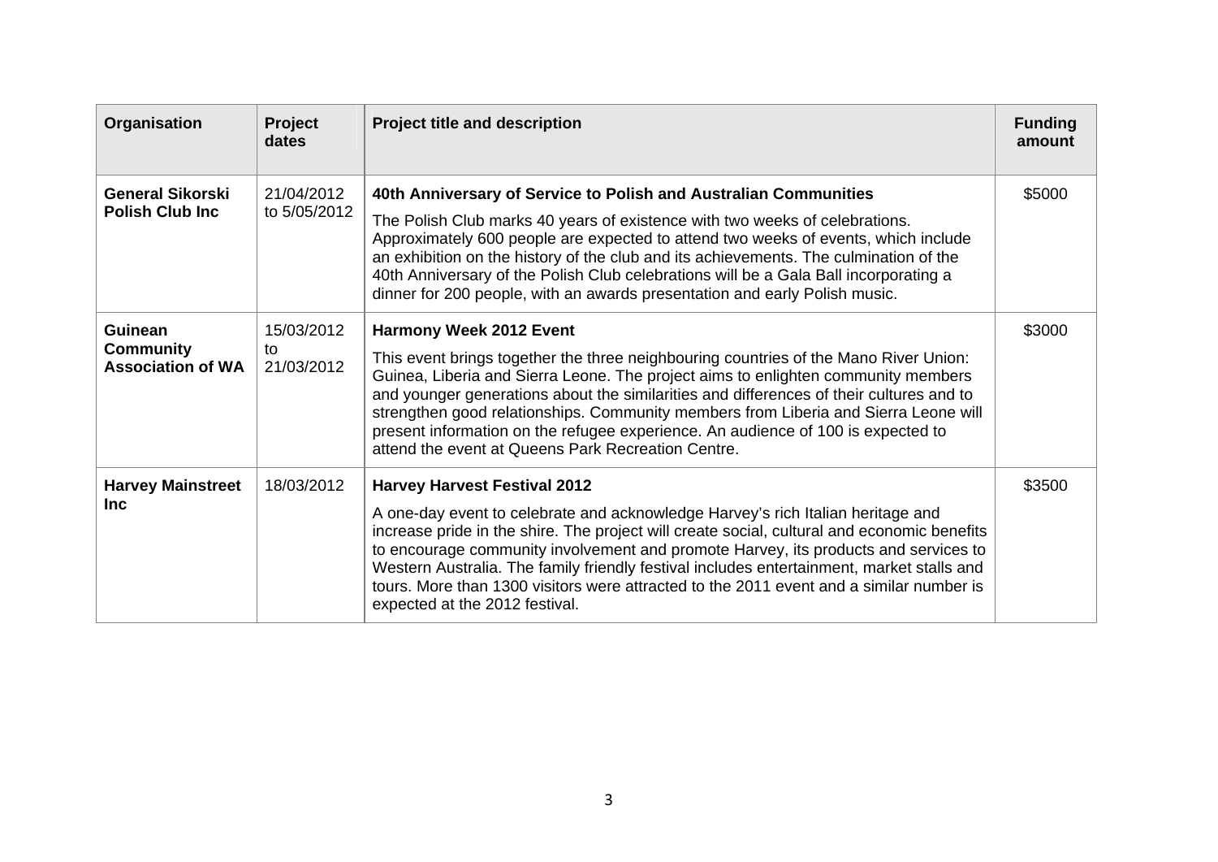| Organisation | Project dates | Project title and description | Funding amount |
|---|---|---|---|
| **General Sikorski Polish Club Inc** | 21/04/2012 to 5/05/2012 | **40th Anniversary of Service to Polish and Australian Communities** The Polish Club marks 40 years of existence with two weeks of celebrations. Approximately 600 people are expected to attend two weeks of events, which include an exhibition on the history of the club and its achievements. The culmination of the 40th Anniversary of the Polish Club celebrations will be a Gala Ball incorporating a dinner for 200 people, with an awards presentation and early Polish music. | $5000 |
| **Guinean Community Association of WA** | 15/03/2012 to 21/03/2012 | **Harmony Week 2012 Event** This event brings together the three neighbouring countries of the Mano River Union: Guinea, Liberia and Sierra Leone. The project aims to enlighten community members and younger generations about the similarities and differences of their cultures and to strengthen good relationships. Community members from Liberia and Sierra Leone will present information on the refugee experience. An audience of 100 is expected to attend the event at Queens Park Recreation Centre. | $3000 |
| **Harvey Mainstreet Inc** | 18/03/2012 | **Harvey Harvest Festival 2012** A one-day event to celebrate and acknowledge Harvey's rich Italian heritage and increase pride in the shire. The project will create social, cultural and economic benefits to encourage community involvement and promote Harvey, its products and services to Western Australia. The family friendly festival includes entertainment, market stalls and tours. More than 1300 visitors were attracted to the 2011 event and a similar number is expected at the 2012 festival. | $3500 |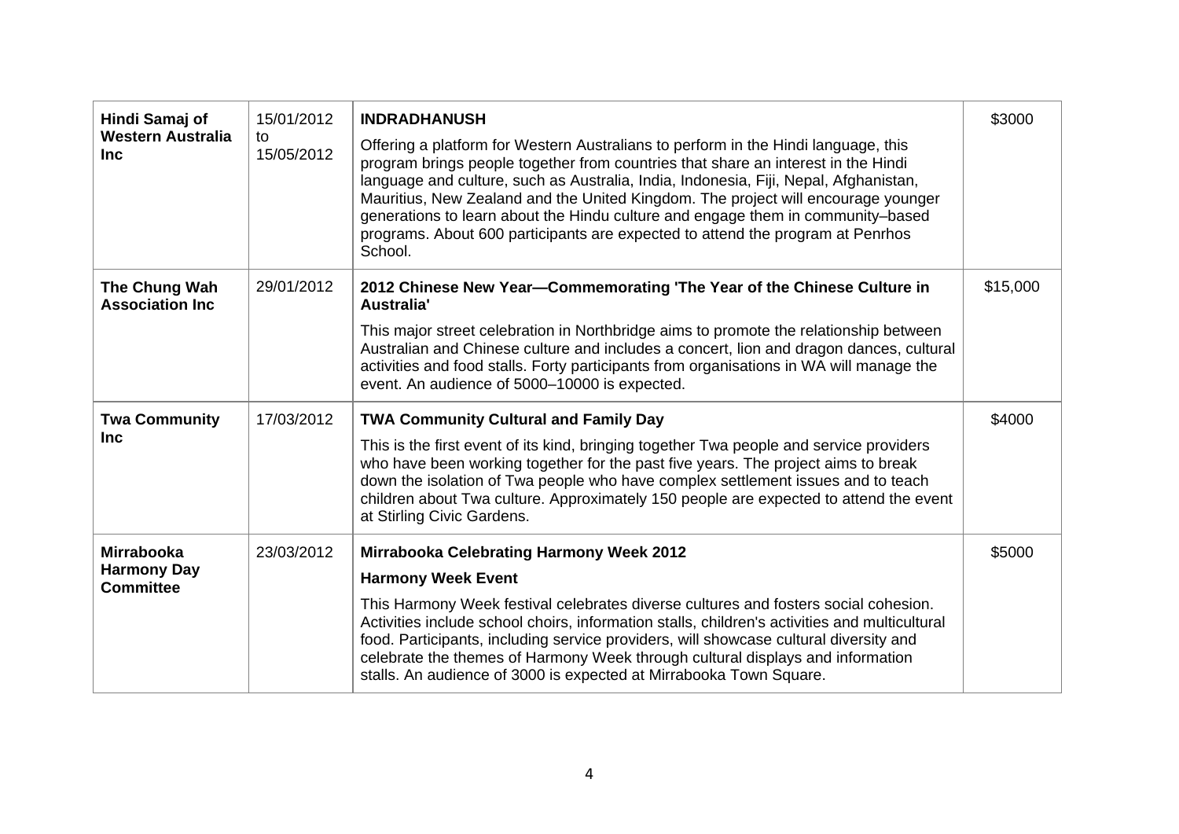| | | | |
|---|---|---|---|
| **Hindi Samaj of Western Australia Inc** | 15/01/2012 to 15/05/2012 | **INDRADHANUSH**<br><br>Offering a platform for Western Australians to perform in the Hindi language, this program brings people together from countries that share an interest in the Hindi language and culture, such as Australia, India, Indonesia, Fiji, Nepal, Afghanistan, Mauritius, New Zealand and the United Kingdom. The project will encourage younger generations to learn about the Hindu culture and engage them in community–based programs. About 600 participants are expected to attend the program at Penrhos School. | $3000 |
| **The Chung Wah Association Inc** | 29/01/2012 | **2012 Chinese New Year—Commemorating 'The Year of the Chinese Culture in Australia'**<br><br>This major street celebration in Northbridge aims to promote the relationship between Australian and Chinese culture and includes a concert, lion and dragon dances, cultural activities and food stalls. Forty participants from organisations in WA will manage the event. An audience of 5000–10000 is expected. | $15,000 |
| **Twa Community Inc** | 17/03/2012 | **TWA Community Cultural and Family Day**<br><br>This is the first event of its kind, bringing together Twa people and service providers who have been working together for the past five years. The project aims to break down the isolation of Twa people who have complex settlement issues and to teach children about Twa culture. Approximately 150 people are expected to attend the event at Stirling Civic Gardens. | $4000 |
| **Mirrabooka Harmony Day Committee** | 23/03/2012 | **Mirrabooka Celebrating Harmony Week 2012**<br><br>**Harmony Week Event**<br><br>This Harmony Week festival celebrates diverse cultures and fosters social cohesion. Activities include school choirs, information stalls, children's activities and multicultural food. Participants, including service providers, will showcase cultural diversity and celebrate the themes of Harmony Week through cultural displays and information stalls. An audience of 3000 is expected at Mirrabooka Town Square. | $5000 |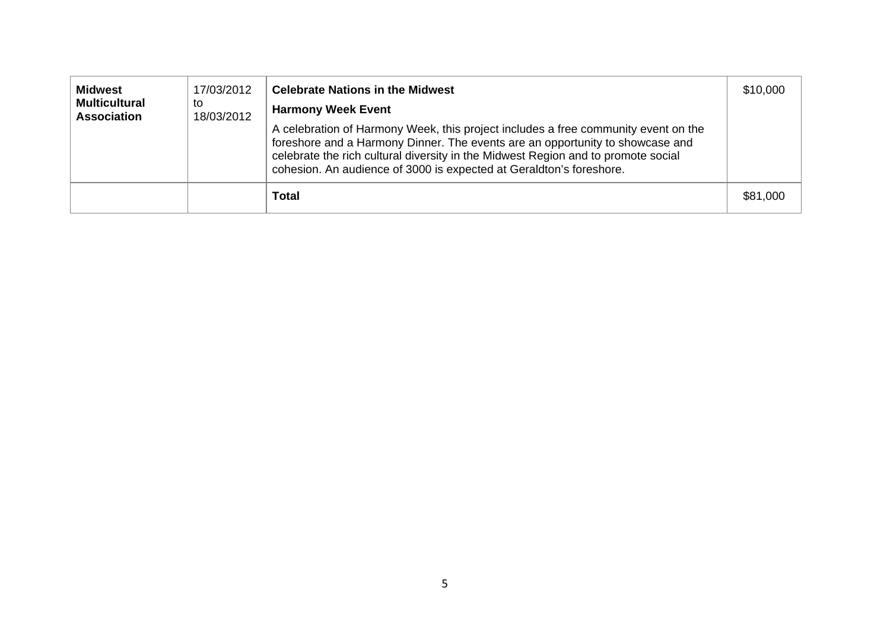| | | | |
|---|---|---|---|
| **Midwest Multicultural Association** | 17/03/2012 to 18/03/2012 | **Celebrate Nations in the Midwest**<br>**Harmony Week Event**<br>A celebration of Harmony Week, this project includes a free community event on the foreshore and a Harmony Dinner. The events are an opportunity to showcase and celebrate the rich cultural diversity in the Midwest Region and to promote social cohesion. An audience of 3000 is expected at Geraldton's foreshore. | $10,000 |
| | | **Total** | $81,000 |